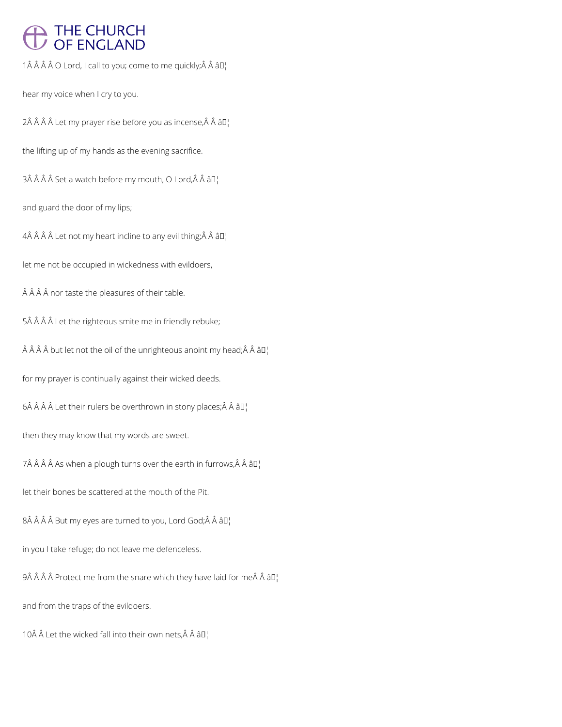# THE CHURCH OF ENGLAND

1Â Â Â Â O Lord, I call to you; come to me quickly;Â Â â¦

hear my voice when I cry to you.

2Â Â Â Â Let my prayer rise before you as incense,Â Â â¦

the lifting up of my hands as the evening sacrifice.

3Â Â Â Â Set a watch before my mouth, O Lord,Â Â â¦

and guard the door of my lips;

4Â Â Â Â Let not my heart incline to any evil thing;Â Â â¦

let me not be occupied in wickedness with evildoers,

Â Â Â Â nor taste the pleasures of their table.

5Â Â Â Â Let the righteous smite me in friendly rebuke;

Â Â Â Â but let not the oil of the unrighteous anoint my head;Â Â â¦

for my prayer is continually against their wicked deeds.

6Â Â Â Â Let their rulers be overthrown in stony places;Â Â â¦

then they may know that my words are sweet.

7Â Â Â Â As when a plough turns over the earth in furrows,Â Â â¦

let their bones be scattered at the mouth of the Pit.

8Â Â Â Â But my eyes are turned to you, Lord God;Â Â â¦

in you I take refuge; do not leave me defenceless.

9Â Â Â Â Protect me from the snare which they have laid for meÂ Â â¦

and from the traps of the evildoers.

10Â Â Let the wicked fall into their own nets,Â Â â¦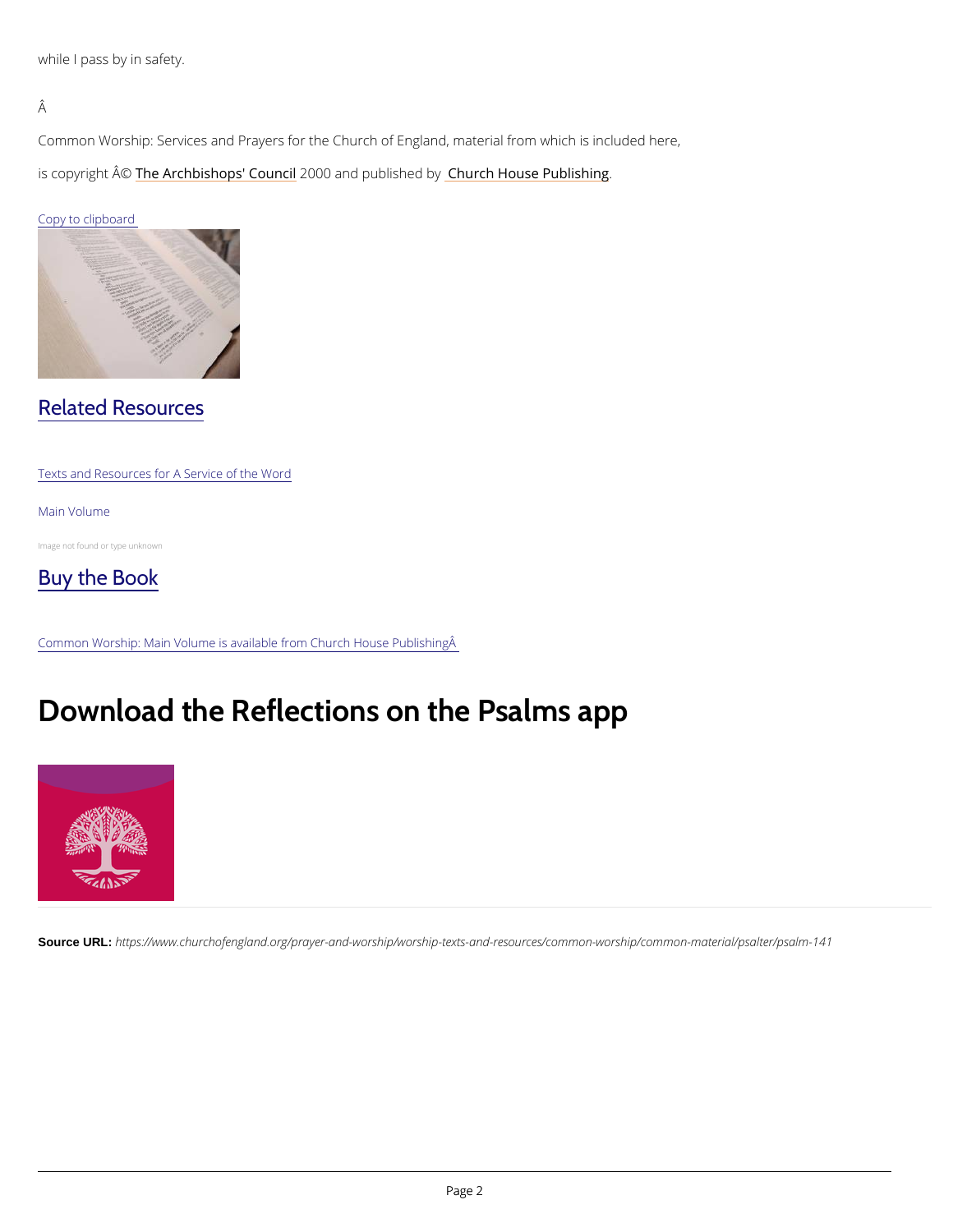while I pass by in safety.

Â

Common Worship: Services and Prayers for the Church of England, material from which is included here, is copyright Â© The Archbishops' Council 2000 and published by Church House Publishing.

Copy to clipboard

## Related Resources

Texts and Resources for A Service of the Word

Main Volume

Image not found or type unknown

## Buy the Book

Common Worship: Main Volume is available from Church House PublishingÂ

# Download the Reflections on the Psalms app

**Source URL:** *https://www.churchofengland.org/prayer-and-worship/worship-texts-and-resources/common-worship/common-material/psalter/psalm-141*